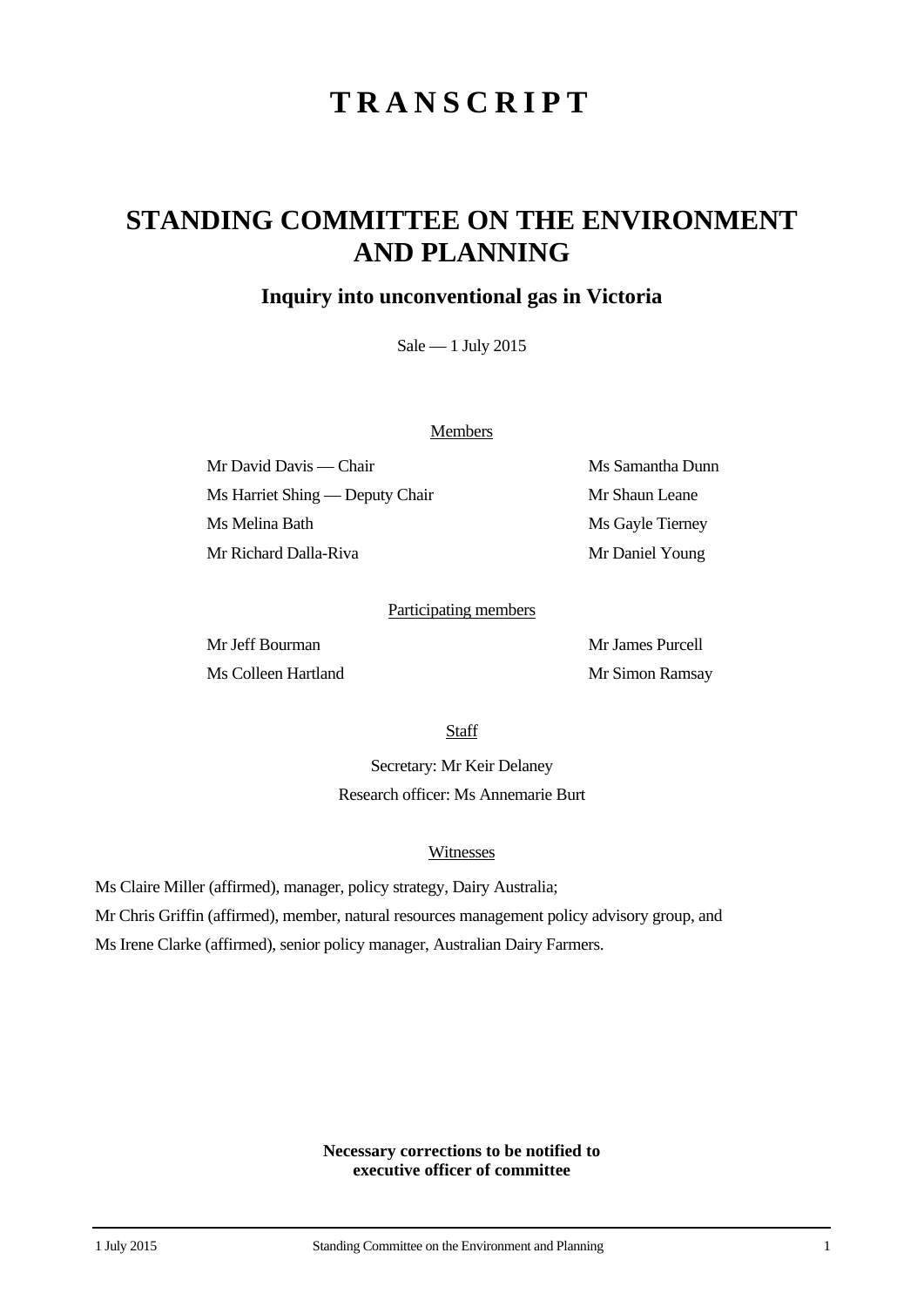# TRANSCRIPT

## STANDING COMMITTEE ON THE ENVIRONMENT AND PLANNING

### Inquiry into unconventional gas in Victoria

Sale — 1 July 2015

Members

Mr David Davis — Chair

Ms Harriet Shing — Deputy Chair

Ms Melina Bath

Mr Richard Dalla-Riva

Ms Samantha Dunn

Mr Shaun Leane

Ms Gayle Tierney

Mr Daniel Young

Participating members

Mr Jeff Bourman

Ms Colleen Hartland

Mr James Purcell

Mr Simon Ramsay

Staff

Secretary: Mr Keir Delaney

Research officer: Ms Annemarie Burt

Witnesses

Ms Claire Miller (affirmed), manager, policy strategy, Dairy Australia;

Mr Chris Griffin (affirmed), member, natural resources management policy advisory group, and

Ms Irene Clarke (affirmed), senior policy manager, Australian Dairy Farmers.

**Necessary corrections to be notified to executive officer of committee**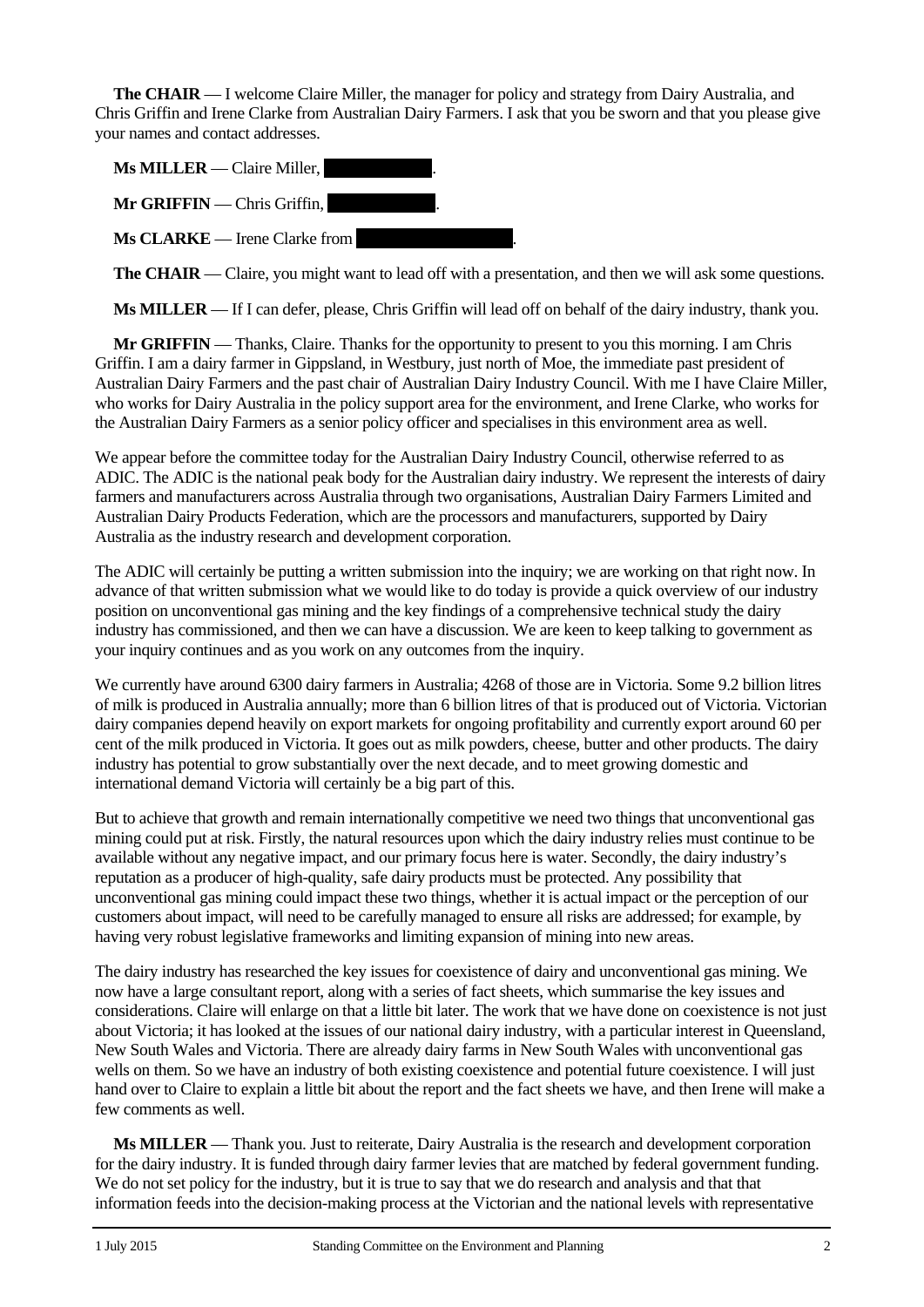**The CHAIR** — I welcome Claire Miller, the manager for policy and strategy from Dairy Australia, and Chris Griffin and Irene Clarke from Australian Dairy Farmers. I ask that you be sworn and that you please give your names and contact addresses.

**Ms MILLER** — Claire Miller, .

**Mr GRIFFIN** — Chris Griffin, .

**Ms CLARKE** — Irene Clarke from .

**The CHAIR** — Claire, you might want to lead off with a presentation, and then we will ask some questions.

**Ms MILLER** — If I can defer, please, Chris Griffin will lead off on behalf of the dairy industry, thank you.

**Mr GRIFFIN** — Thanks, Claire. Thanks for the opportunity to present to you this morning. I am Chris Griffin. I am a dairy farmer in Gippsland, in Westbury, just north of Moe, the immediate past president of Australian Dairy Farmers and the past chair of Australian Dairy Industry Council. With me I have Claire Miller, who works for Dairy Australia in the policy support area for the environment, and Irene Clarke, who works for the Australian Dairy Farmers as a senior policy officer and specialises in this environment area as well.

We appear before the committee today for the Australian Dairy Industry Council, otherwise referred to as ADIC. The ADIC is the national peak body for the Australian dairy industry. We represent the interests of dairy farmers and manufacturers across Australia through two organisations, Australian Dairy Farmers Limited and Australian Dairy Products Federation, which are the processors and manufacturers, supported by Dairy Australia as the industry research and development corporation.

The ADIC will certainly be putting a written submission into the inquiry; we are working on that right now. In advance of that written submission what we would like to do today is provide a quick overview of our industry position on unconventional gas mining and the key findings of a comprehensive technical study the dairy industry has commissioned, and then we can have a discussion. We are keen to keep talking to government as your inquiry continues and as you work on any outcomes from the inquiry.

We currently have around 6300 dairy farmers in Australia; 4268 of those are in Victoria. Some 9.2 billion litres of milk is produced in Australia annually; more than 6 billion litres of that is produced out of Victoria. Victorian dairy companies depend heavily on export markets for ongoing profitability and currently export around 60 per cent of the milk produced in Victoria. It goes out as milk powders, cheese, butter and other products. The dairy industry has potential to grow substantially over the next decade, and to meet growing domestic and international demand Victoria will certainly be a big part of this.

But to achieve that growth and remain internationally competitive we need two things that unconventional gas mining could put at risk. Firstly, the natural resources upon which the dairy industry relies must continue to be available without any negative impact, and our primary focus here is water. Secondly, the dairy industry's reputation as a producer of high-quality, safe dairy products must be protected. Any possibility that unconventional gas mining could impact these two things, whether it is actual impact or the perception of our customers about impact, will need to be carefully managed to ensure all risks are addressed; for example, by having very robust legislative frameworks and limiting expansion of mining into new areas.

The dairy industry has researched the key issues for coexistence of dairy and unconventional gas mining. We now have a large consultant report, along with a series of fact sheets, which summarise the key issues and considerations. Claire will enlarge on that a little bit later. The work that we have done on coexistence is not just about Victoria; it has looked at the issues of our national dairy industry, with a particular interest in Queensland, New South Wales and Victoria. There are already dairy farms in New South Wales with unconventional gas wells on them. So we have an industry of both existing coexistence and potential future coexistence. I will just hand over to Claire to explain a little bit about the report and the fact sheets we have, and then Irene will make a few comments as well.

**Ms MILLER** — Thank you. Just to reiterate, Dairy Australia is the research and development corporation for the dairy industry. It is funded through dairy farmer levies that are matched by federal government funding. We do not set policy for the industry, but it is true to say that we do research and analysis and that that information feeds into the decision-making process at the Victorian and the national levels with representative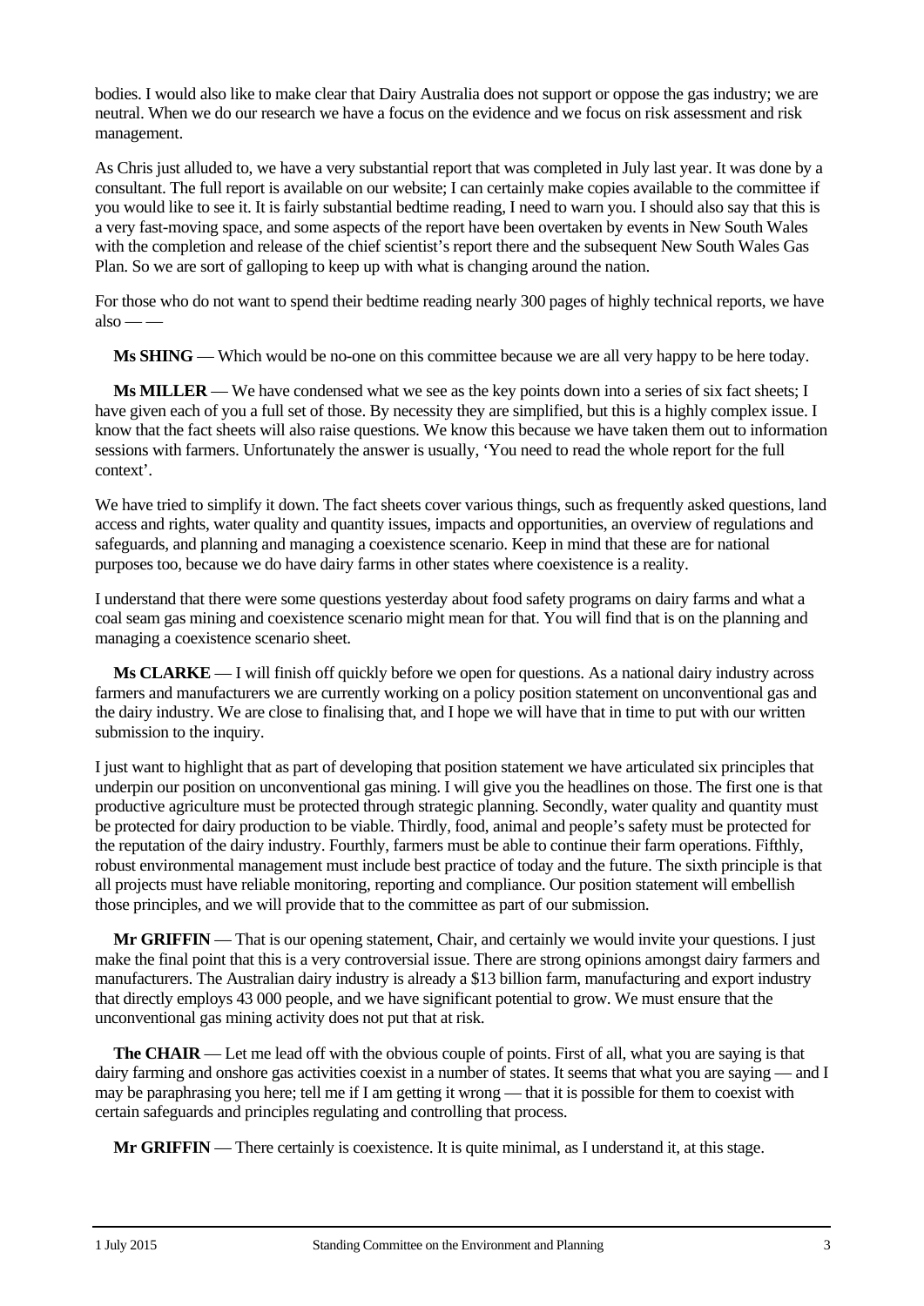bodies. I would also like to make clear that Dairy Australia does not support or oppose the gas industry; we are neutral. When we do our research we have a focus on the evidence and we focus on risk assessment and risk management.

As Chris just alluded to, we have a very substantial report that was completed in July last year. It was done by a consultant. The full report is available on our website; I can certainly make copies available to the committee if you would like to see it. It is fairly substantial bedtime reading, I need to warn you. I should also say that this is a very fast-moving space, and some aspects of the report have been overtaken by events in New South Wales with the completion and release of the chief scientist's report there and the subsequent New South Wales Gas Plan. So we are sort of galloping to keep up with what is changing around the nation.

For those who do not want to spend their bedtime reading nearly 300 pages of highly technical reports, we have also — —

**Ms SHING** — Which would be no-one on this committee because we are all very happy to be here today.

**Ms MILLER** — We have condensed what we see as the key points down into a series of six fact sheets; I have given each of you a full set of those. By necessity they are simplified, but this is a highly complex issue. I know that the fact sheets will also raise questions. We know this because we have taken them out to information sessions with farmers. Unfortunately the answer is usually, 'You need to read the whole report for the full context'.

We have tried to simplify it down. The fact sheets cover various things, such as frequently asked questions, land access and rights, water quality and quantity issues, impacts and opportunities, an overview of regulations and safeguards, and planning and managing a coexistence scenario. Keep in mind that these are for national purposes too, because we do have dairy farms in other states where coexistence is a reality.

I understand that there were some questions yesterday about food safety programs on dairy farms and what a coal seam gas mining and coexistence scenario might mean for that. You will find that is on the planning and managing a coexistence scenario sheet.

**Ms CLARKE** — I will finish off quickly before we open for questions. As a national dairy industry across farmers and manufacturers we are currently working on a policy position statement on unconventional gas and the dairy industry. We are close to finalising that, and I hope we will have that in time to put with our written submission to the inquiry.

I just want to highlight that as part of developing that position statement we have articulated six principles that underpin our position on unconventional gas mining. I will give you the headlines on those. The first one is that productive agriculture must be protected through strategic planning. Secondly, water quality and quantity must be protected for dairy production to be viable. Thirdly, food, animal and people's safety must be protected for the reputation of the dairy industry. Fourthly, farmers must be able to continue their farm operations. Fifthly, robust environmental management must include best practice of today and the future. The sixth principle is that all projects must have reliable monitoring, reporting and compliance. Our position statement will embellish those principles, and we will provide that to the committee as part of our submission.

**Mr GRIFFIN** — That is our opening statement, Chair, and certainly we would invite your questions. I just make the final point that this is a very controversial issue. There are strong opinions amongst dairy farmers and manufacturers. The Australian dairy industry is already a $13 billion farm, manufacturing and export industry that directly employs 43 000 people, and we have significant potential to grow. We must ensure that the unconventional gas mining activity does not put that at risk.

**The CHAIR** — Let me lead off with the obvious couple of points. First of all, what you are saying is that dairy farming and onshore gas activities coexist in a number of states. It seems that what you are saying — and I may be paraphrasing you here; tell me if I am getting it wrong — that it is possible for them to coexist with certain safeguards and principles regulating and controlling that process.

**Mr GRIFFIN** — There certainly is coexistence. It is quite minimal, as I understand it, at this stage.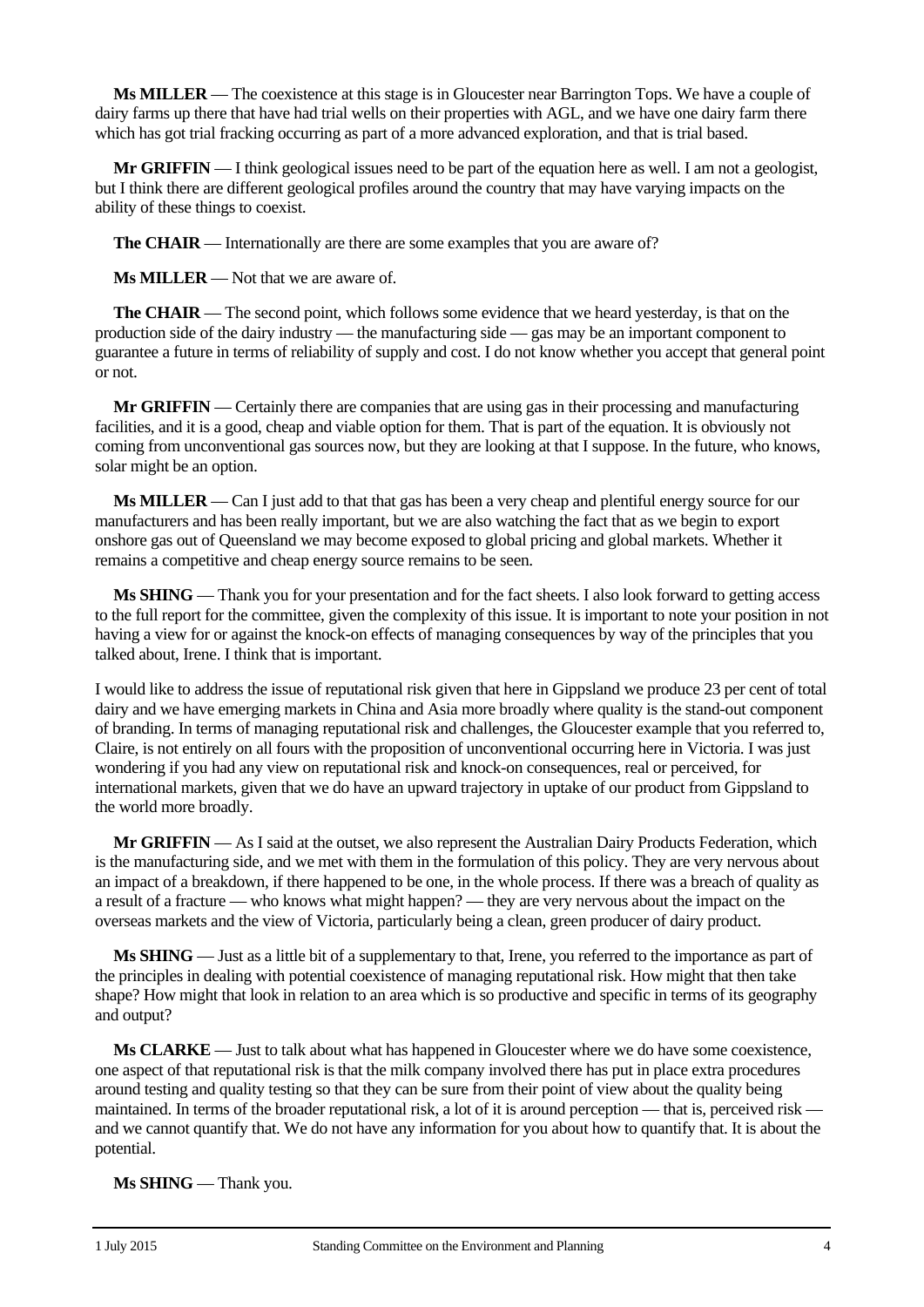**Ms MILLER** — The coexistence at this stage is in Gloucester near Barrington Tops. We have a couple of dairy farms up there that have had trial wells on their properties with AGL, and we have one dairy farm there which has got trial fracking occurring as part of a more advanced exploration, and that is trial based.

**Mr GRIFFIN** — I think geological issues need to be part of the equation here as well. I am not a geologist, but I think there are different geological profiles around the country that may have varying impacts on the ability of these things to coexist.

**The CHAIR** — Internationally are there are some examples that you are aware of?

**Ms MILLER** — Not that we are aware of.

**The CHAIR** — The second point, which follows some evidence that we heard yesterday, is that on the production side of the dairy industry — the manufacturing side — gas may be an important component to guarantee a future in terms of reliability of supply and cost. I do not know whether you accept that general point or not.

**Mr GRIFFIN** — Certainly there are companies that are using gas in their processing and manufacturing facilities, and it is a good, cheap and viable option for them. That is part of the equation. It is obviously not coming from unconventional gas sources now, but they are looking at that I suppose. In the future, who knows, solar might be an option.

**Ms MILLER** — Can I just add to that that gas has been a very cheap and plentiful energy source for our manufacturers and has been really important, but we are also watching the fact that as we begin to export onshore gas out of Queensland we may become exposed to global pricing and global markets. Whether it remains a competitive and cheap energy source remains to be seen.

**Ms SHING** — Thank you for your presentation and for the fact sheets. I also look forward to getting access to the full report for the committee, given the complexity of this issue. It is important to note your position in not having a view for or against the knock-on effects of managing consequences by way of the principles that you talked about, Irene. I think that is important.

I would like to address the issue of reputational risk given that here in Gippsland we produce 23 per cent of total dairy and we have emerging markets in China and Asia more broadly where quality is the stand-out component of branding. In terms of managing reputational risk and challenges, the Gloucester example that you referred to, Claire, is not entirely on all fours with the proposition of unconventional occurring here in Victoria. I was just wondering if you had any view on reputational risk and knock-on consequences, real or perceived, for international markets, given that we do have an upward trajectory in uptake of our product from Gippsland to the world more broadly.

**Mr GRIFFIN** — As I said at the outset, we also represent the Australian Dairy Products Federation, which is the manufacturing side, and we met with them in the formulation of this policy. They are very nervous about an impact of a breakdown, if there happened to be one, in the whole process. If there was a breach of quality as a result of a fracture — who knows what might happen? — they are very nervous about the impact on the overseas markets and the view of Victoria, particularly being a clean, green producer of dairy product.

**Ms SHING** — Just as a little bit of a supplementary to that, Irene, you referred to the importance as part of the principles in dealing with potential coexistence of managing reputational risk. How might that then take shape? How might that look in relation to an area which is so productive and specific in terms of its geography and output?

**Ms CLARKE** — Just to talk about what has happened in Gloucester where we do have some coexistence, one aspect of that reputational risk is that the milk company involved there has put in place extra procedures around testing and quality testing so that they can be sure from their point of view about the quality being maintained. In terms of the broader reputational risk, a lot of it is around perception — that is, perceived risk — and we cannot quantify that. We do not have any information for you about how to quantify that. It is about the potential.

**Ms SHING** — Thank you.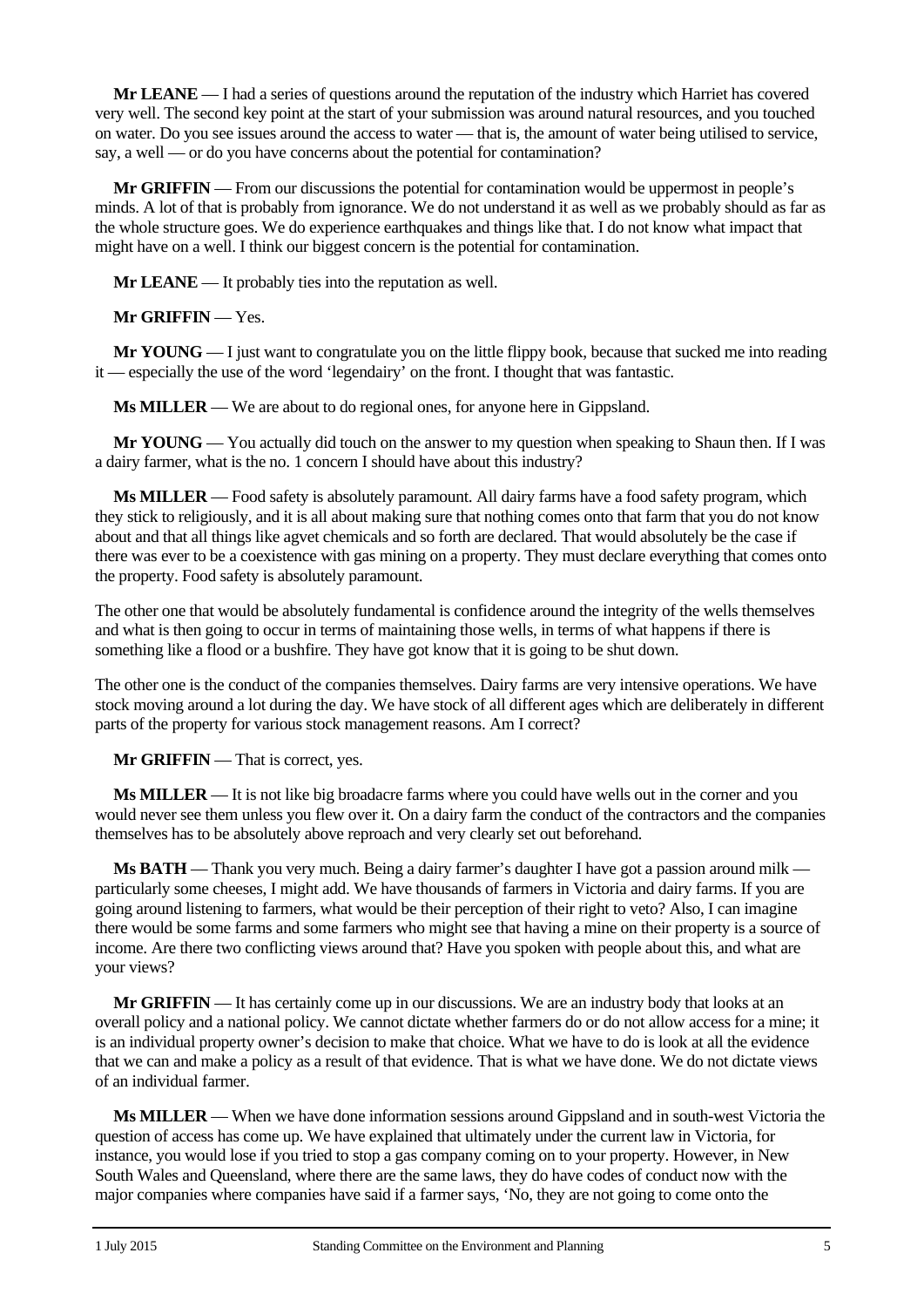**Mr LEANE** — I had a series of questions around the reputation of the industry which Harriet has covered very well. The second key point at the start of your submission was around natural resources, and you touched on water. Do you see issues around the access to water — that is, the amount of water being utilised to service, say, a well — or do you have concerns about the potential for contamination?

**Mr GRIFFIN** — From our discussions the potential for contamination would be uppermost in people's minds. A lot of that is probably from ignorance. We do not understand it as well as we probably should as far as the whole structure goes. We do experience earthquakes and things like that. I do not know what impact that might have on a well. I think our biggest concern is the potential for contamination.

**Mr LEANE** — It probably ties into the reputation as well.

**Mr GRIFFIN** — Yes.

**Mr YOUNG** — I just want to congratulate you on the little flippy book, because that sucked me into reading it — especially the use of the word 'legendairy' on the front. I thought that was fantastic.

**Ms MILLER** — We are about to do regional ones, for anyone here in Gippsland.

**Mr YOUNG** — You actually did touch on the answer to my question when speaking to Shaun then. If I was a dairy farmer, what is the no. 1 concern I should have about this industry?

**Ms MILLER** — Food safety is absolutely paramount. All dairy farms have a food safety program, which they stick to religiously, and it is all about making sure that nothing comes onto that farm that you do not know about and that all things like agvet chemicals and so forth are declared. That would absolutely be the case if there was ever to be a coexistence with gas mining on a property. They must declare everything that comes onto the property. Food safety is absolutely paramount.

The other one that would be absolutely fundamental is confidence around the integrity of the wells themselves and what is then going to occur in terms of maintaining those wells, in terms of what happens if there is something like a flood or a bushfire. They have got know that it is going to be shut down.

The other one is the conduct of the companies themselves. Dairy farms are very intensive operations. We have stock moving around a lot during the day. We have stock of all different ages which are deliberately in different parts of the property for various stock management reasons. Am I correct?

**Mr GRIFFIN** — That is correct, yes.

**Ms MILLER** — It is not like big broadacre farms where you could have wells out in the corner and you would never see them unless you flew over it. On a dairy farm the conduct of the contractors and the companies themselves has to be absolutely above reproach and very clearly set out beforehand.

**Ms BATH** — Thank you very much. Being a dairy farmer's daughter I have got a passion around milk — particularly some cheeses, I might add. We have thousands of farmers in Victoria and dairy farms. If you are going around listening to farmers, what would be their perception of their right to veto? Also, I can imagine there would be some farms and some farmers who might see that having a mine on their property is a source of income. Are there two conflicting views around that? Have you spoken with people about this, and what are your views?

**Mr GRIFFIN** — It has certainly come up in our discussions. We are an industry body that looks at an overall policy and a national policy. We cannot dictate whether farmers do or do not allow access for a mine; it is an individual property owner's decision to make that choice. What we have to do is look at all the evidence that we can and make a policy as a result of that evidence. That is what we have done. We do not dictate views of an individual farmer.

**Ms MILLER** — When we have done information sessions around Gippsland and in south-west Victoria the question of access has come up. We have explained that ultimately under the current law in Victoria, for instance, you would lose if you tried to stop a gas company coming on to your property. However, in New South Wales and Queensland, where there are the same laws, they do have codes of conduct now with the major companies where companies have said if a farmer says, 'No, they are not going to come onto the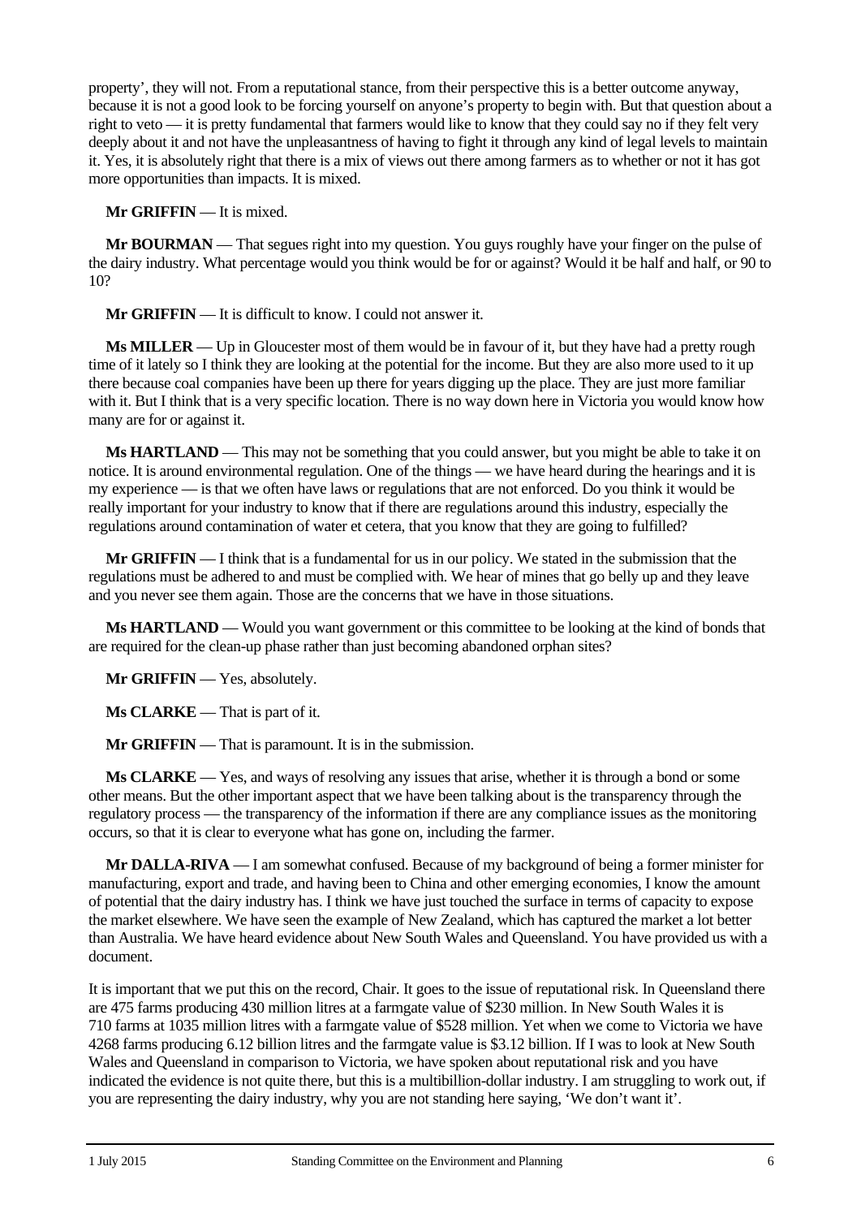property', they will not. From a reputational stance, from their perspective this is a better outcome anyway, because it is not a good look to be forcing yourself on anyone's property to begin with. But that question about a right to veto — it is pretty fundamental that farmers would like to know that they could say no if they felt very deeply about it and not have the unpleasantness of having to fight it through any kind of legal levels to maintain it. Yes, it is absolutely right that there is a mix of views out there among farmers as to whether or not it has got more opportunities than impacts. It is mixed.

**Mr GRIFFIN** — It is mixed.

**Mr BOURMAN** — That segues right into my question. You guys roughly have your finger on the pulse of the dairy industry. What percentage would you think would be for or against? Would it be half and half, or 90 to 10?

**Mr GRIFFIN** — It is difficult to know. I could not answer it.

**Ms MILLER** — Up in Gloucester most of them would be in favour of it, but they have had a pretty rough time of it lately so I think they are looking at the potential for the income. But they are also more used to it up there because coal companies have been up there for years digging up the place. They are just more familiar with it. But I think that is a very specific location. There is no way down here in Victoria you would know how many are for or against it.

**Ms HARTLAND** — This may not be something that you could answer, but you might be able to take it on notice. It is around environmental regulation. One of the things — we have heard during the hearings and it is my experience — is that we often have laws or regulations that are not enforced. Do you think it would be really important for your industry to know that if there are regulations around this industry, especially the regulations around contamination of water et cetera, that you know that they are going to fulfilled?

**Mr GRIFFIN** — I think that is a fundamental for us in our policy. We stated in the submission that the regulations must be adhered to and must be complied with. We hear of mines that go belly up and they leave and you never see them again. Those are the concerns that we have in those situations.

**Ms HARTLAND** — Would you want government or this committee to be looking at the kind of bonds that are required for the clean-up phase rather than just becoming abandoned orphan sites?

**Mr GRIFFIN** — Yes, absolutely.

**Ms CLARKE** — That is part of it.

**Mr GRIFFIN** — That is paramount. It is in the submission.

**Ms CLARKE** — Yes, and ways of resolving any issues that arise, whether it is through a bond or some other means. But the other important aspect that we have been talking about is the transparency through the regulatory process — the transparency of the information if there are any compliance issues as the monitoring occurs, so that it is clear to everyone what has gone on, including the farmer.

**Mr DALLA-RIVA** — I am somewhat confused. Because of my background of being a former minister for manufacturing, export and trade, and having been to China and other emerging economies, I know the amount of potential that the dairy industry has. I think we have just touched the surface in terms of capacity to expose the market elsewhere. We have seen the example of New Zealand, which has captured the market a lot better than Australia. We have heard evidence about New South Wales and Queensland. You have provided us with a document.

It is important that we put this on the record, Chair. It goes to the issue of reputational risk. In Queensland there are 475 farms producing 430 million litres at a farmgate value of $230 million. In New South Wales it is 710 farms at 1035 million litres with a farmgate value of $528 million. Yet when we come to Victoria we have 4268 farms producing 6.12 billion litres and the farmgate value is $3.12 billion. If I was to look at New South Wales and Queensland in comparison to Victoria, we have spoken about reputational risk and you have indicated the evidence is not quite there, but this is a multibillion-dollar industry. I am struggling to work out, if you are representing the dairy industry, why you are not standing here saying, 'We don't want it'.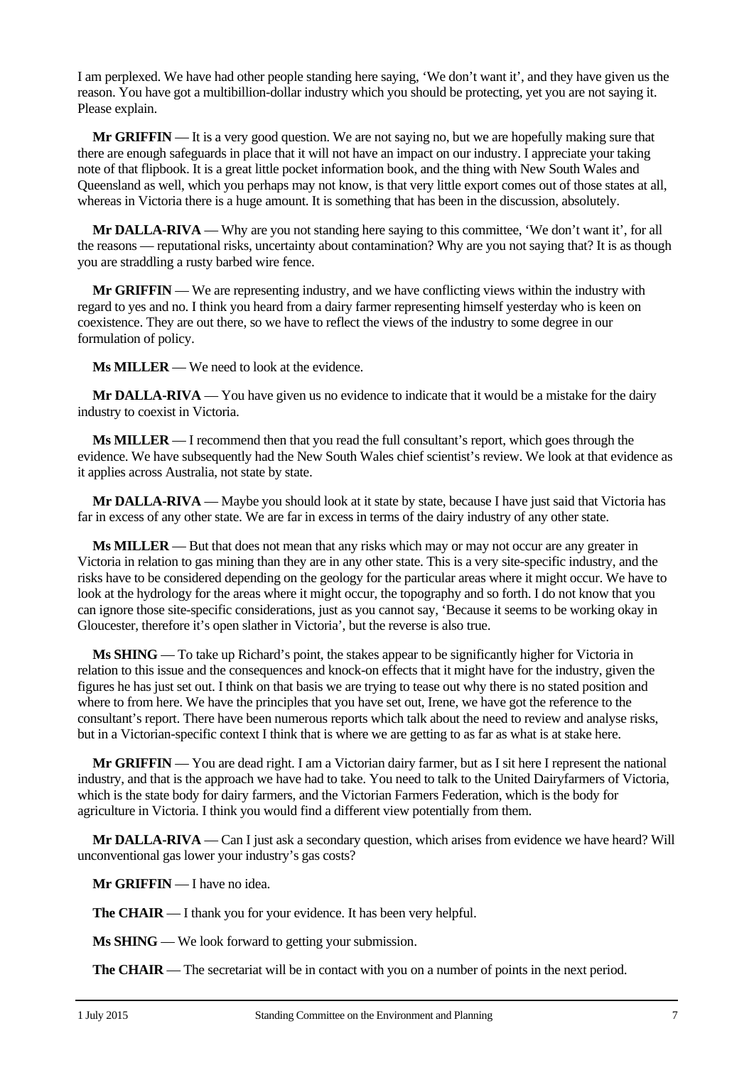I am perplexed. We have had other people standing here saying, 'We don't want it', and they have given us the reason. You have got a multibillion-dollar industry which you should be protecting, yet you are not saying it. Please explain.

**Mr GRIFFIN** — It is a very good question. We are not saying no, but we are hopefully making sure that there are enough safeguards in place that it will not have an impact on our industry. I appreciate your taking note of that flipbook. It is a great little pocket information book, and the thing with New South Wales and Queensland as well, which you perhaps may not know, is that very little export comes out of those states at all, whereas in Victoria there is a huge amount. It is something that has been in the discussion, absolutely.

**Mr DALLA-RIVA** — Why are you not standing here saying to this committee, 'We don't want it', for all the reasons — reputational risks, uncertainty about contamination? Why are you not saying that? It is as though you are straddling a rusty barbed wire fence.

**Mr GRIFFIN** — We are representing industry, and we have conflicting views within the industry with regard to yes and no. I think you heard from a dairy farmer representing himself yesterday who is keen on coexistence. They are out there, so we have to reflect the views of the industry to some degree in our formulation of policy.

**Ms MILLER** — We need to look at the evidence.

**Mr DALLA-RIVA** — You have given us no evidence to indicate that it would be a mistake for the dairy industry to coexist in Victoria.

**Ms MILLER** — I recommend then that you read the full consultant's report, which goes through the evidence. We have subsequently had the New South Wales chief scientist's review. We look at that evidence as it applies across Australia, not state by state.

**Mr DALLA-RIVA** — Maybe you should look at it state by state, because I have just said that Victoria has far in excess of any other state. We are far in excess in terms of the dairy industry of any other state.

**Ms MILLER** — But that does not mean that any risks which may or may not occur are any greater in Victoria in relation to gas mining than they are in any other state. This is a very site-specific industry, and the risks have to be considered depending on the geology for the particular areas where it might occur. We have to look at the hydrology for the areas where it might occur, the topography and so forth. I do not know that you can ignore those site-specific considerations, just as you cannot say, 'Because it seems to be working okay in Gloucester, therefore it's open slather in Victoria', but the reverse is also true.

**Ms SHING** — To take up Richard's point, the stakes appear to be significantly higher for Victoria in relation to this issue and the consequences and knock-on effects that it might have for the industry, given the figures he has just set out. I think on that basis we are trying to tease out why there is no stated position and where to from here. We have the principles that you have set out, Irene, we have got the reference to the consultant's report. There have been numerous reports which talk about the need to review and analyse risks, but in a Victorian-specific context I think that is where we are getting to as far as what is at stake here.

**Mr GRIFFIN** — You are dead right. I am a Victorian dairy farmer, but as I sit here I represent the national industry, and that is the approach we have had to take. You need to talk to the United Dairyfarmers of Victoria, which is the state body for dairy farmers, and the Victorian Farmers Federation, which is the body for agriculture in Victoria. I think you would find a different view potentially from them.

**Mr DALLA-RIVA** — Can I just ask a secondary question, which arises from evidence we have heard? Will unconventional gas lower your industry's gas costs?

**Mr GRIFFIN** — I have no idea.

**The CHAIR** — I thank you for your evidence. It has been very helpful.

**Ms SHING** — We look forward to getting your submission.

**The CHAIR** — The secretariat will be in contact with you on a number of points in the next period.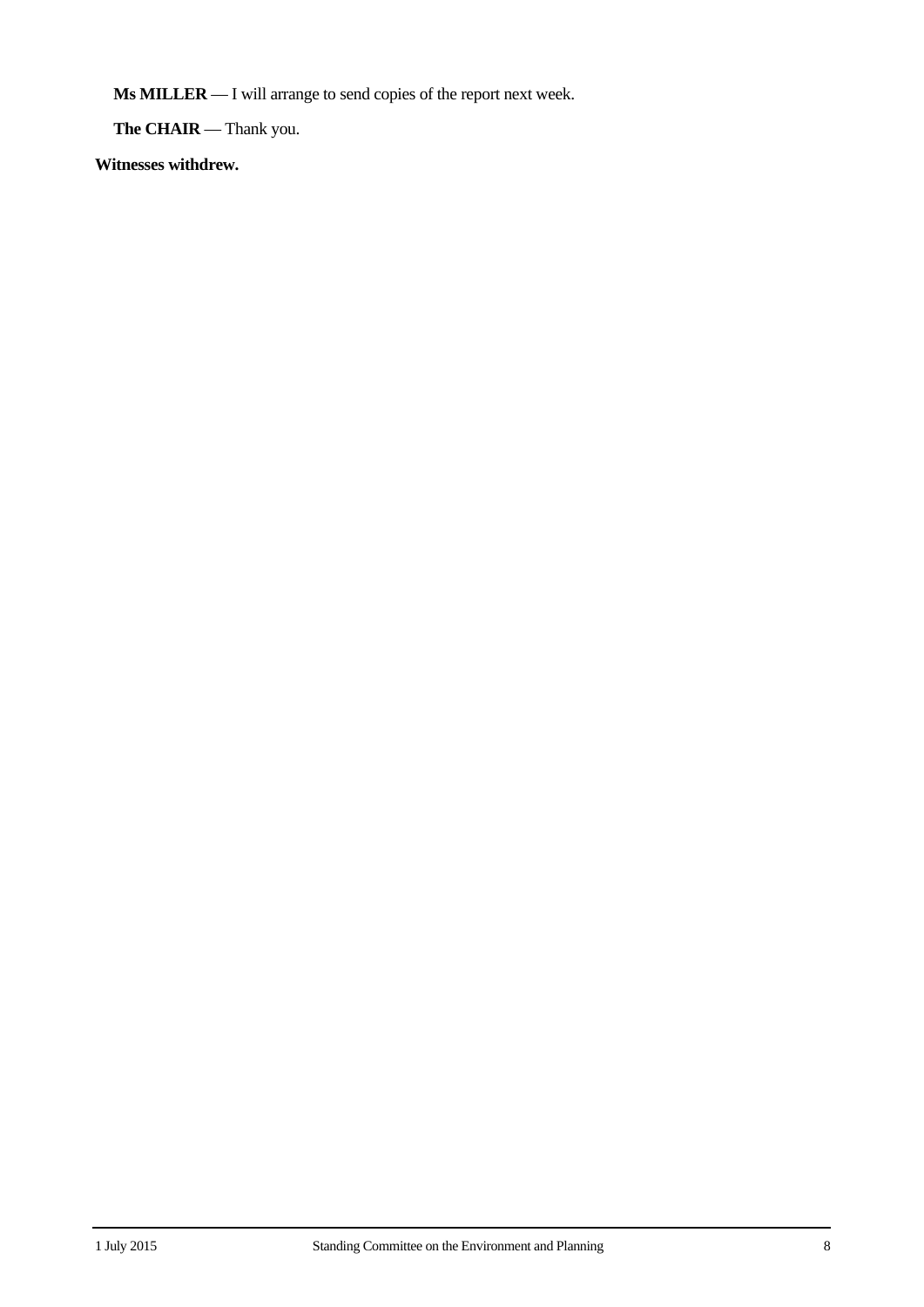**Ms MILLER** — I will arrange to send copies of the report next week.

**The CHAIR** — Thank you.

**Witnesses withdrew.**